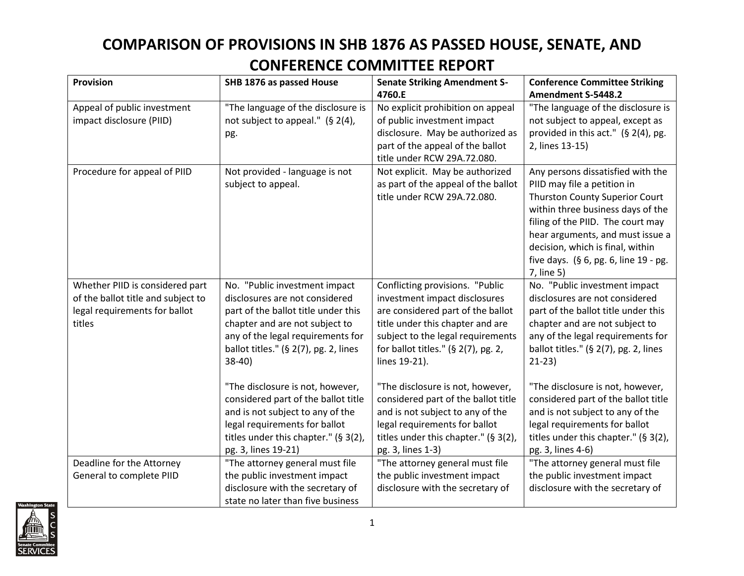# COMPARISON OF PROVISIONS IN SHB 1876 AS PASSED HOUSE, SENATE, AND CONFERENCE COMMITTEE REPORT

| Provision | SHB 1876 as passed House | Senate Striking Amendment S-4760.E | Conference Committee Striking Amendment S-5448.2 |
|---|---|---|---|
| Appeal of public investment impact disclosure (PIID) | "The language of the disclosure is not subject to appeal." (§ 2(4), pg. | No explicit prohibition on appeal of public investment impact disclosure. May be authorized as part of the appeal of the ballot title under RCW 29A.72.080. | "The language of the disclosure is not subject to appeal, except as provided in this act." (§ 2(4), pg. 2, lines 13-15) |
| Procedure for appeal of PIID | Not provided - language is not subject to appeal. | Not explicit. May be authorized as part of the appeal of the ballot title under RCW 29A.72.080. | Any persons dissatisfied with the PIID may file a petition in Thurston County Superior Court within three business days of the filing of the PIID. The court may hear arguments, and must issue a decision, which is final, within five days. (§ 6, pg. 6, line 19 - pg. 7, line 5) |
| Whether PIID is considered part of the ballot title and subject to legal requirements for ballot titles | No. "Public investment impact disclosures are not considered part of the ballot title under this chapter and are not subject to any of the legal requirements for ballot titles." (§ 2(7), pg. 2, lines 38-40)<br><br>"The disclosure is not, however, considered part of the ballot title and is not subject to any of the legal requirements for ballot titles under this chapter." (§ 3(2), pg. 3, lines 19-21) | Conflicting provisions. "Public investment impact disclosures are considered part of the ballot title under this chapter and are subject to the legal requirements for ballot titles." (§ 2(7), pg. 2, lines 19-21).<br><br>"The disclosure is not, however, considered part of the ballot title and is not subject to any of the legal requirements for ballot titles under this chapter." (§ 3(2), pg. 3, lines 1-3) | No. "Public investment impact disclosures are not considered part of the ballot title under this chapter and are not subject to any of the legal requirements for ballot titles." (§ 2(7), pg. 2, lines 21-23)<br><br>"The disclosure is not, however, considered part of the ballot title and is not subject to any of the legal requirements for ballot titles under this chapter." (§ 3(2), pg. 3, lines 4-6) |
| Deadline for the Attorney General to complete PIID | "The attorney general must file the public investment impact disclosure with the secretary of state no later than five business | "The attorney general must file the public investment impact disclosure with the secretary of | "The attorney general must file the public investment impact disclosure with the secretary of |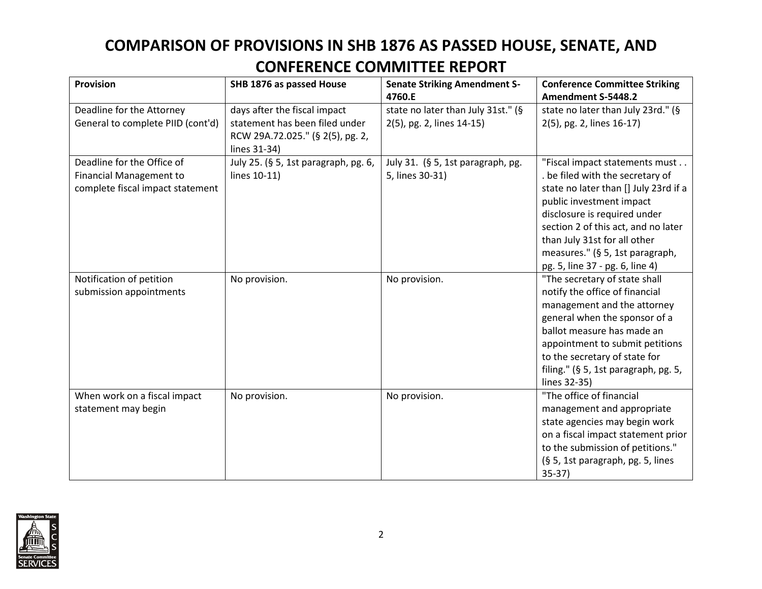# COMPARISON OF PROVISIONS IN SHB 1876 AS PASSED HOUSE, SENATE, AND CONFERENCE COMMITTEE REPORT

| Provision | SHB 1876 as passed House | Senate Striking Amendment S-4760.E | Conference Committee Striking Amendment S-5448.2 |
|---|---|---|---|
| Deadline for the Attorney General to complete PIID (cont'd) | days after the fiscal impact statement has been filed under RCW 29A.72.025." (§ 2(5), pg. 2, lines 31-34) | state no later than July 31st." (§ 2(5), pg. 2, lines 14-15) | state no later than July 23rd." (§ 2(5), pg. 2, lines 16-17) |
| Deadline for the Office of Financial Management to complete fiscal impact statement | July 25. (§ 5, 1st paragraph, pg. 6, lines 10-11) | July 31. (§ 5, 1st paragraph, pg. 5, lines 30-31) | "Fiscal impact statements must . . . be filed with the secretary of state no later than [] July 23rd if a public investment impact disclosure is required under section 2 of this act, and no later than July 31st for all other measures." (§ 5, 1st paragraph, pg. 5, line 37 - pg. 6, line 4) |
| Notification of petition submission appointments | No provision. | No provision. | "The secretary of state shall notify the office of financial management and the attorney general when the sponsor of a ballot measure has made an appointment to submit petitions to the secretary of state for filing." (§ 5, 1st paragraph, pg. 5, lines 32-35) |
| When work on a fiscal impact statement may begin | No provision. | No provision. | "The office of financial management and appropriate state agencies may begin work on a fiscal impact statement prior to the submission of petitions." (§ 5, 1st paragraph, pg. 5, lines 35-37) |